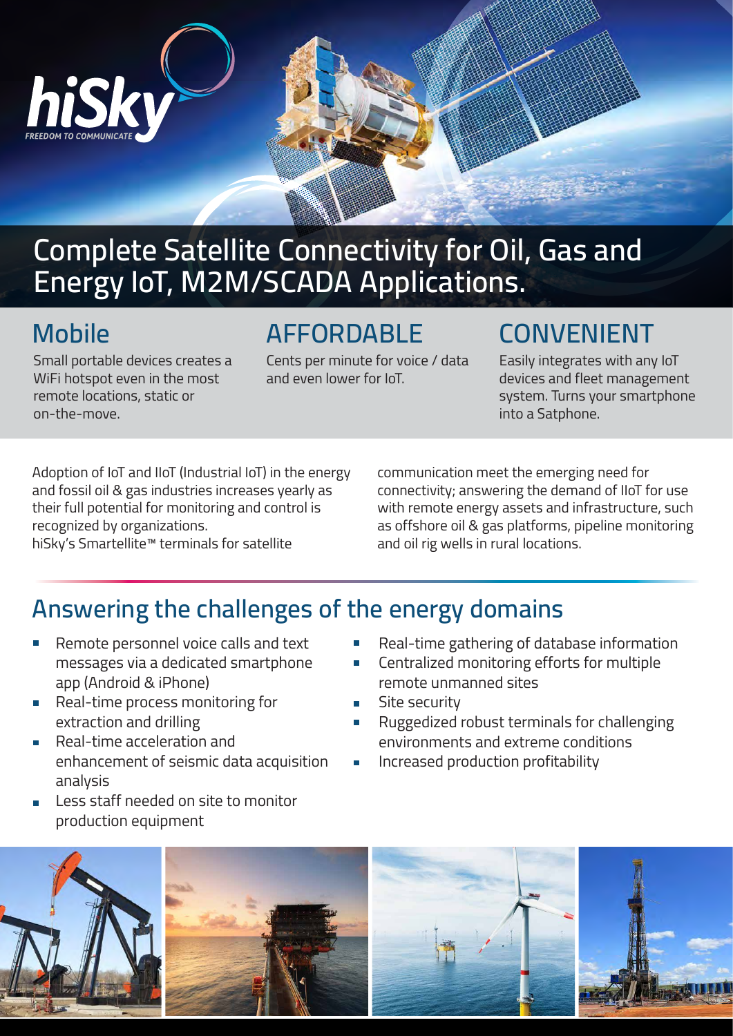hiSky

FREEDOM TO COMMUNICATE

# Complete Satellite Connectivity for Oil, Gas and Energy IoT, M2M/SCADA Applications.

## Mobile

Small portable devices creates a WiFi hotspot even in the most remote locations, static or on-the-move.

## AFFORDABLE

Cents per minute for voice / data and even lower for IoT.

## CONVENIENT

Easily integrates with any IoT devices and fleet management system. Turns your smartphone into a Satphone.

Adoption of IoT and IIoT (Industrial IoT) in the energy and fossil oil & gas industries increases yearly as their full potential for monitoring and control is recognized by organizations.
hiSky's Smartellite™ terminals for satellite communication meet the emerging need for connectivity; answering the demand of IIoT for use with remote energy assets and infrastructure, such as offshore oil & gas platforms, pipeline monitoring and oil rig wells in rural locations.

## Answering the challenges of the energy domains

- Remote personnel voice calls and text messages via a dedicated smartphone app (Android & iPhone)
- Real-time process monitoring for extraction and drilling
- Real-time acceleration and enhancement of seismic data acquisition analysis
- Less staff needed on site to monitor production equipment
- Real-time gathering of database information
- Centralized monitoring efforts for multiple remote unmanned sites
- Site security
- Ruggedized robust terminals for challenging environments and extreme conditions
- Increased production profitability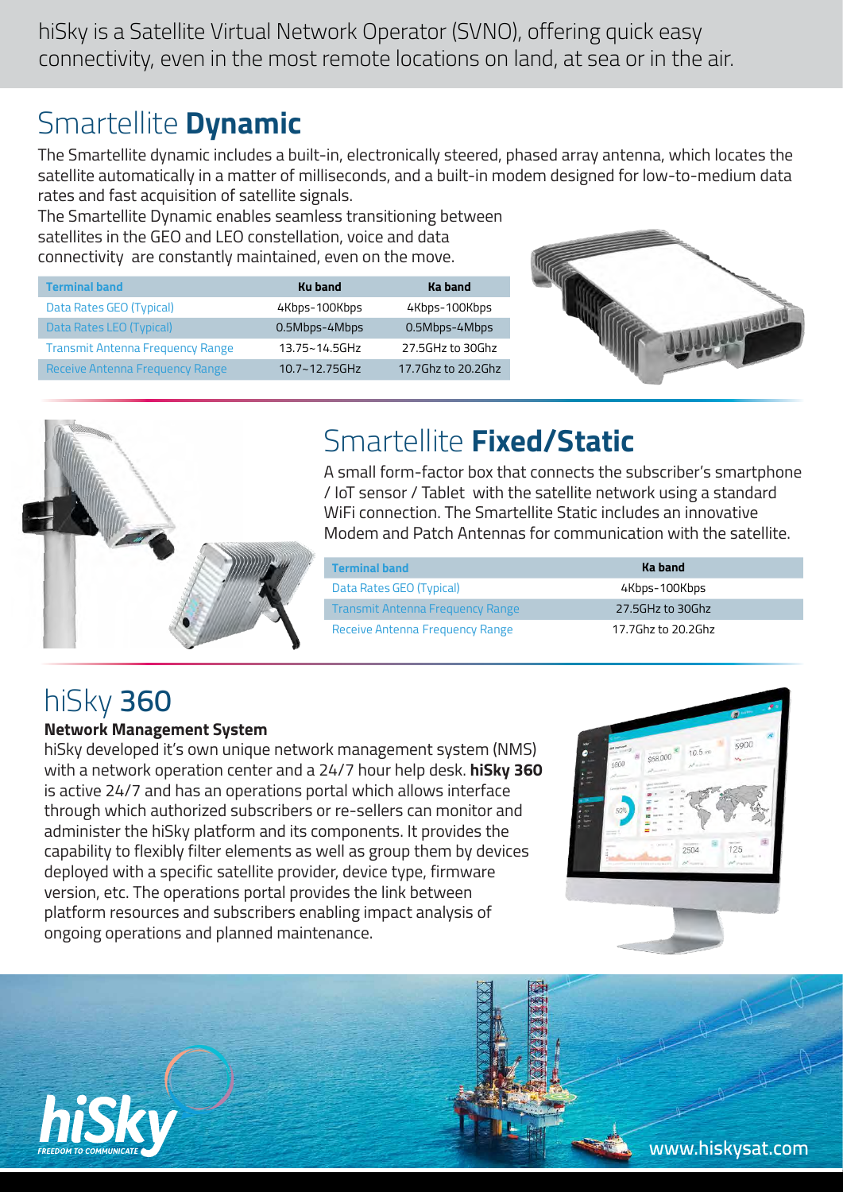hiSky is a Satellite Virtual Network Operator (SVNO), offering quick easy connectivity, even in the most remote locations on land, at sea or in the air.

# Smartellite **Dynamic**

The Smartellite dynamic includes a built-in, electronically steered, phased array antenna, which locates the satellite automatically in a matter of milliseconds, and a built-in modem designed for low-to-medium data rates and fast acquisition of satellite signals.

The Smartellite Dynamic enables seamless transitioning between satellites in the GEO and LEO constellation, voice and data connectivity are constantly maintained, even on the move.

| Terminal band | Ku band | Ka band |
|---|---|---|
| Data Rates GEO (Typical) | 4Kbps-100Kbps | 4Kbps-100Kbps |
| Data Rates LEO (Typical) | 0.5Mbps-4Mbps | 0.5Mbps-4Mbps |
| Transmit Antenna Frequency Range | 13.75~14.5GHz | 27.5GHz to 30Ghz |
| Receive Antenna Frequency Range | 10.7~12.75GHz | 17.7Ghz to 20.2Ghz |

# Smartellite **Fixed/Static**

A small form-factor box that connects the subscriber's smartphone / IoT sensor / Tablet with the satellite network using a standard WiFi connection. The Smartellite Static includes an innovative Modem and Patch Antennas for communication with the satellite.

| Terminal band | Ka band |
|---|---|
| Data Rates GEO (Typical) | 4Kbps-100Kbps |
| Transmit Antenna Frequency Range | 27.5GHz to 30Ghz |
| Receive Antenna Frequency Range | 17.7Ghz to 20.2Ghz |

# hiSky **360**

### Network Management System

hiSky developed it's own unique network management system (NMS) with a network operation center and a 24/7 hour help desk. **hiSky 360** is active 24/7 and has an operations portal which allows interface through which authorized subscribers or re-sellers can monitor and administer the hiSky platform and its components. It provides the capability to flexibly filter elements as well as group them by devices deployed with a specific satellite provider, device type, firmware version, etc. The operations portal provides the link between platform resources and subscribers enabling impact analysis of ongoing operations and planned maintenance.

hiSky
FREEDOM TO COMMUNICATE

www.hiskysat.com